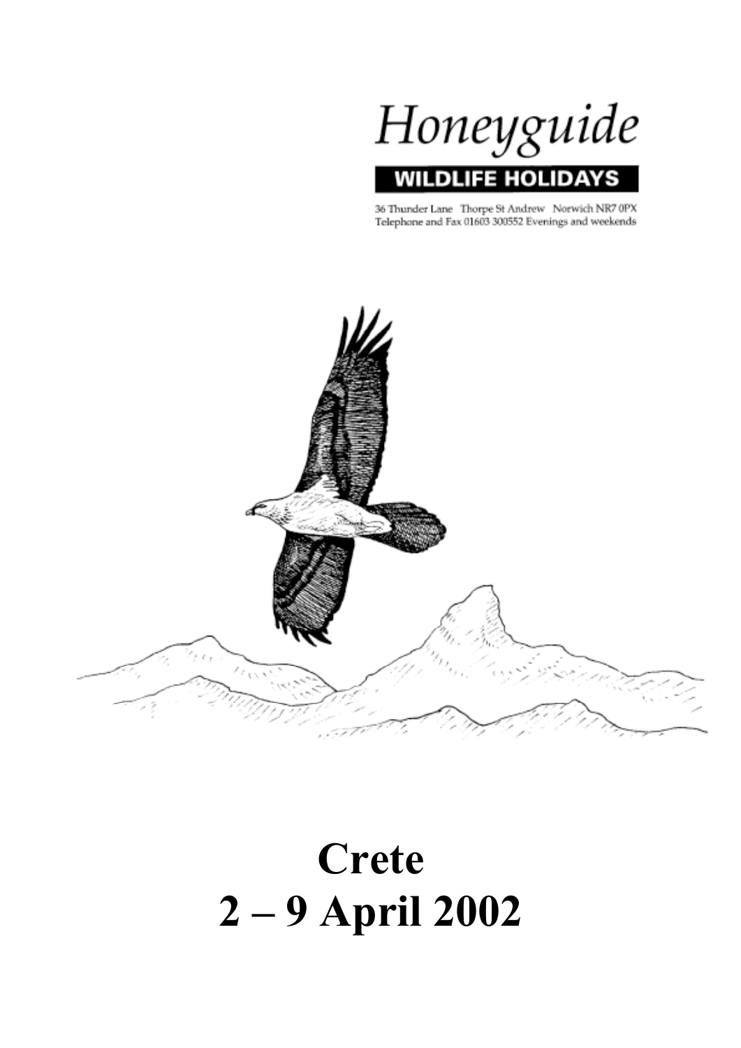Honeyguide

**WILDLIFE HOLIDAYS**

36 Thunder Lane Thorpe St Andrew Norwich NR7 0PX
Telephone and Fax 01603 300552 Evenings and weekends

# Crete
# 2 – 9 April 2002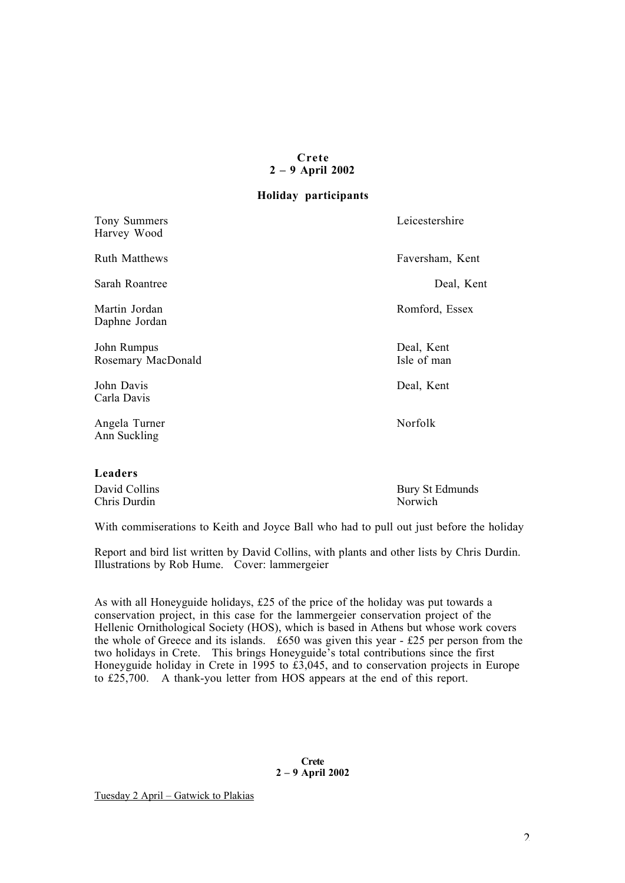**Crete**
**2 – 9 April 2002**

**Holiday participants**

| | |
|---|---|
| Tony Summers | Leicestershire |
| Harvey Wood | |
| Ruth Matthews | Faversham, Kent |
| Sarah Roantree | Deal, Kent |
| Martin Jordan | Romford, Essex |
| Daphne Jordan | |
| John Rumpus | Deal, Kent |
| Rosemary MacDonald | Isle of man |
| John Davis | Deal, Kent |
| Carla Davis | |
| Angela Turner | Norfolk |
| Ann Suckling | |

**Leaders**

| | |
|---|---|
| David Collins | Bury St Edmunds |
| Chris Durdin | Norwich |

With commiserations to Keith and Joyce Ball who had to pull out just before the holiday

Report and bird list written by David Collins, with plants and other lists by Chris Durdin. Illustrations by Rob Hume. Cover: lammergeier

As with all Honeyguide holidays, £25 of the price of the holiday was put towards a conservation project, in this case for the lammergeier conservation project of the Hellenic Ornithological Society (HOS), which is based in Athens but whose work covers the whole of Greece and its islands. £650 was given this year - £25 per person from the two holidays in Crete. This brings Honeyguide's total contributions since the first Honeyguide holiday in Crete in 1995 to £3,045, and to conservation projects in Europe to £25,700. A thank-you letter from HOS appears at the end of this report.

**Crete**
**2 – 9 April 2002**

Tuesday 2 April – Gatwick to Plakias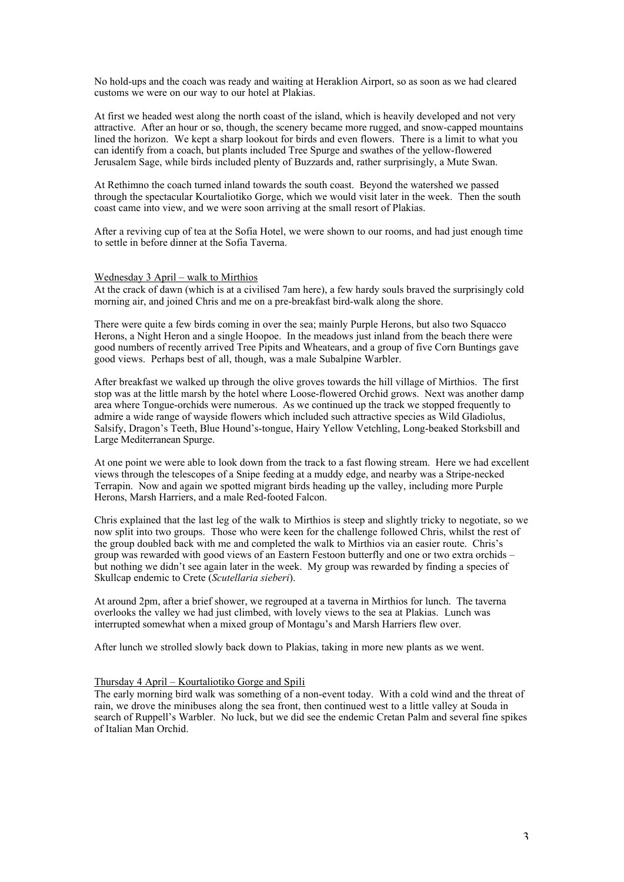No hold-ups and the coach was ready and waiting at Heraklion Airport, so as soon as we had cleared customs we were on our way to our hotel at Plakias.

At first we headed west along the north coast of the island, which is heavily developed and not very attractive. After an hour or so, though, the scenery became more rugged, and snow-capped mountains lined the horizon. We kept a sharp lookout for birds and even flowers. There is a limit to what you can identify from a coach, but plants included Tree Spurge and swathes of the yellow-flowered Jerusalem Sage, while birds included plenty of Buzzards and, rather surprisingly, a Mute Swan.

At Rethimno the coach turned inland towards the south coast. Beyond the watershed we passed through the spectacular Kourtaliotiko Gorge, which we would visit later in the week. Then the south coast came into view, and we were soon arriving at the small resort of Plakias.

After a reviving cup of tea at the Sofia Hotel, we were shown to our rooms, and had just enough time to settle in before dinner at the Sofia Taverna.

Wednesday 3 April – walk to Mirthios

At the crack of dawn (which is at a civilised 7am here), a few hardy souls braved the surprisingly cold morning air, and joined Chris and me on a pre-breakfast bird-walk along the shore.

There were quite a few birds coming in over the sea; mainly Purple Herons, but also two Squacco Herons, a Night Heron and a single Hoopoe. In the meadows just inland from the beach there were good numbers of recently arrived Tree Pipits and Wheatears, and a group of five Corn Buntings gave good views. Perhaps best of all, though, was a male Subalpine Warbler.

After breakfast we walked up through the olive groves towards the hill village of Mirthios. The first stop was at the little marsh by the hotel where Loose-flowered Orchid grows. Next was another damp area where Tongue-orchids were numerous. As we continued up the track we stopped frequently to admire a wide range of wayside flowers which included such attractive species as Wild Gladiolus, Salsify, Dragon's Teeth, Blue Hound's-tongue, Hairy Yellow Vetchling, Long-beaked Storksbill and Large Mediterranean Spurge.

At one point we were able to look down from the track to a fast flowing stream. Here we had excellent views through the telescopes of a Snipe feeding at a muddy edge, and nearby was a Stripe-necked Terrapin. Now and again we spotted migrant birds heading up the valley, including more Purple Herons, Marsh Harriers, and a male Red-footed Falcon.

Chris explained that the last leg of the walk to Mirthios is steep and slightly tricky to negotiate, so we now split into two groups. Those who were keen for the challenge followed Chris, whilst the rest of the group doubled back with me and completed the walk to Mirthios via an easier route. Chris's group was rewarded with good views of an Eastern Festoon butterfly and one or two extra orchids – but nothing we didn't see again later in the week. My group was rewarded by finding a species of Skullcap endemic to Crete (*Scutellaria sieberi*).

At around 2pm, after a brief shower, we regrouped at a taverna in Mirthios for lunch. The taverna overlooks the valley we had just climbed, with lovely views to the sea at Plakias. Lunch was interrupted somewhat when a mixed group of Montagu's and Marsh Harriers flew over.

After lunch we strolled slowly back down to Plakias, taking in more new plants as we went.

Thursday 4 April – Kourtaliotiko Gorge and Spili

The early morning bird walk was something of a non-event today. With a cold wind and the threat of rain, we drove the minibuses along the sea front, then continued west to a little valley at Souda in search of Ruppell's Warbler. No luck, but we did see the endemic Cretan Palm and several fine spikes of Italian Man Orchid.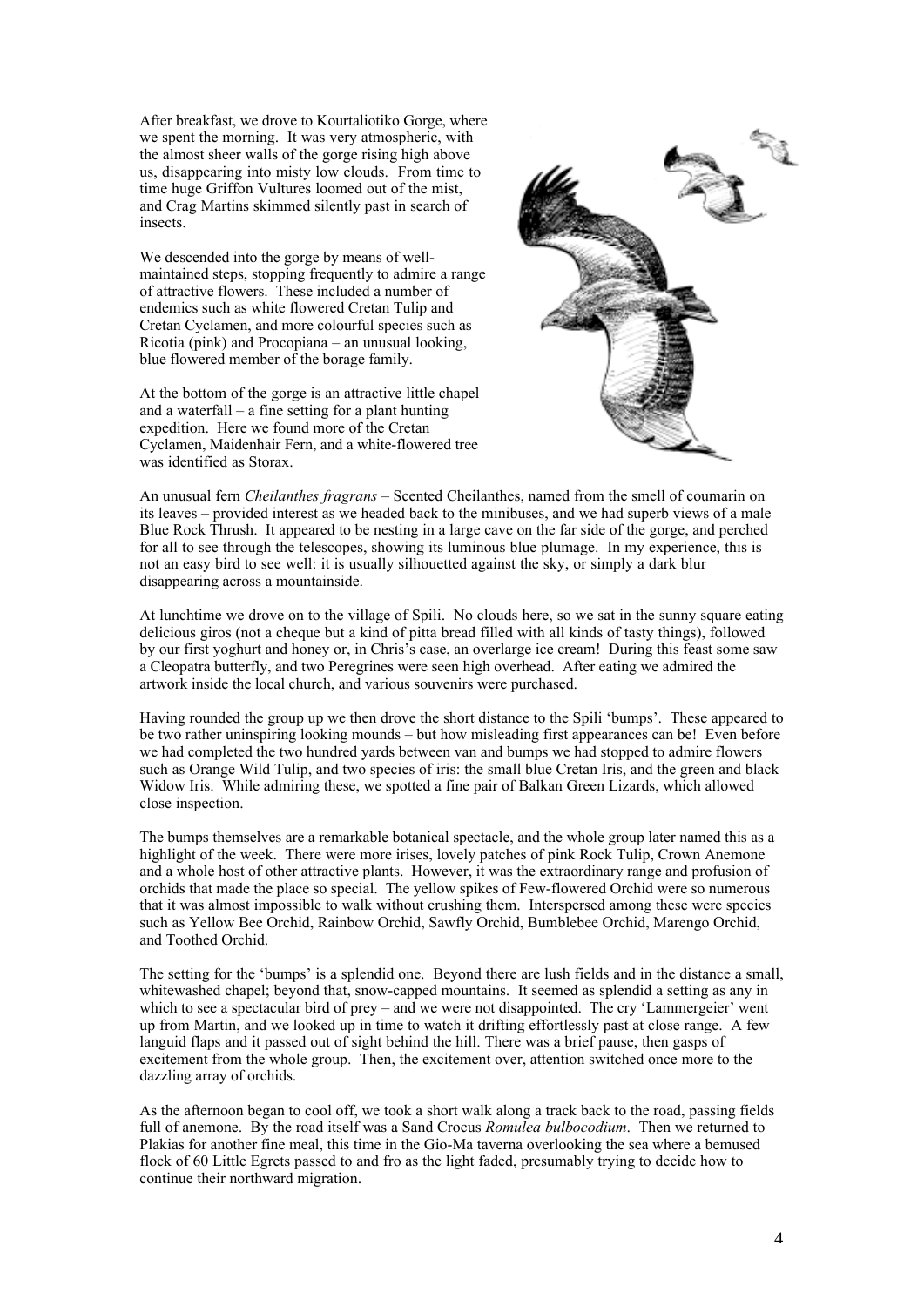After breakfast, we drove to Kourtaliotiko Gorge, where we spent the morning. It was very atmospheric, with the almost sheer walls of the gorge rising high above us, disappearing into misty low clouds. From time to time huge Griffon Vultures loomed out of the mist, and Crag Martins skimmed silently past in search of insects.

We descended into the gorge by means of well-maintained steps, stopping frequently to admire a range of attractive flowers. These included a number of endemics such as white flowered Cretan Tulip and Cretan Cyclamen, and more colourful species such as Ricotia (pink) and Procopiana – an unusual looking, blue flowered member of the borage family.

At the bottom of the gorge is an attractive little chapel and a waterfall – a fine setting for a plant hunting expedition. Here we found more of the Cretan Cyclamen, Maidenhair Fern, and a white-flowered tree was identified as Storax.

An unusual fern *Cheilanthes fragrans* – Scented Cheilanthes, named from the smell of coumarin on its leaves – provided interest as we headed back to the minibuses, and we had superb views of a male Blue Rock Thrush. It appeared to be nesting in a large cave on the far side of the gorge, and perched for all to see through the telescopes, showing its luminous blue plumage. In my experience, this is not an easy bird to see well: it is usually silhouetted against the sky, or simply a dark blur disappearing across a mountainside.

At lunchtime we drove on to the village of Spili. No clouds here, so we sat in the sunny square eating delicious giros (not a cheque but a kind of pitta bread filled with all kinds of tasty things), followed by our first yoghurt and honey or, in Chris's case, an overlarge ice cream! During this feast some saw a Cleopatra butterfly, and two Peregrines were seen high overhead. After eating we admired the artwork inside the local church, and various souvenirs were purchased.

Having rounded the group up we then drove the short distance to the Spili 'bumps'. These appeared to be two rather uninspiring looking mounds – but how misleading first appearances can be! Even before we had completed the two hundred yards between van and bumps we had stopped to admire flowers such as Orange Wild Tulip, and two species of iris: the small blue Cretan Iris, and the green and black Widow Iris. While admiring these, we spotted a fine pair of Balkan Green Lizards, which allowed close inspection.

The bumps themselves are a remarkable botanical spectacle, and the whole group later named this as a highlight of the week. There were more irises, lovely patches of pink Rock Tulip, Crown Anemone and a whole host of other attractive plants. However, it was the extraordinary range and profusion of orchids that made the place so special. The yellow spikes of Few-flowered Orchid were so numerous that it was almost impossible to walk without crushing them. Interspersed among these were species such as Yellow Bee Orchid, Rainbow Orchid, Sawfly Orchid, Bumblebee Orchid, Marengo Orchid, and Toothed Orchid.

The setting for the 'bumps' is a splendid one. Beyond there are lush fields and in the distance a small, whitewashed chapel; beyond that, snow-capped mountains. It seemed as splendid a setting as any in which to see a spectacular bird of prey – and we were not disappointed. The cry 'Lammergeier' went up from Martin, and we looked up in time to watch it drifting effortlessly past at close range. A few languid flaps and it passed out of sight behind the hill. There was a brief pause, then gasps of excitement from the whole group. Then, the excitement over, attention switched once more to the dazzling array of orchids.

As the afternoon began to cool off, we took a short walk along a track back to the road, passing fields full of anemone. By the road itself was a Sand Crocus *Romulea bulbocodium*. Then we returned to Plakias for another fine meal, this time in the Gio-Ma taverna overlooking the sea where a bemused flock of 60 Little Egrets passed to and fro as the light faded, presumably trying to decide how to continue their northward migration.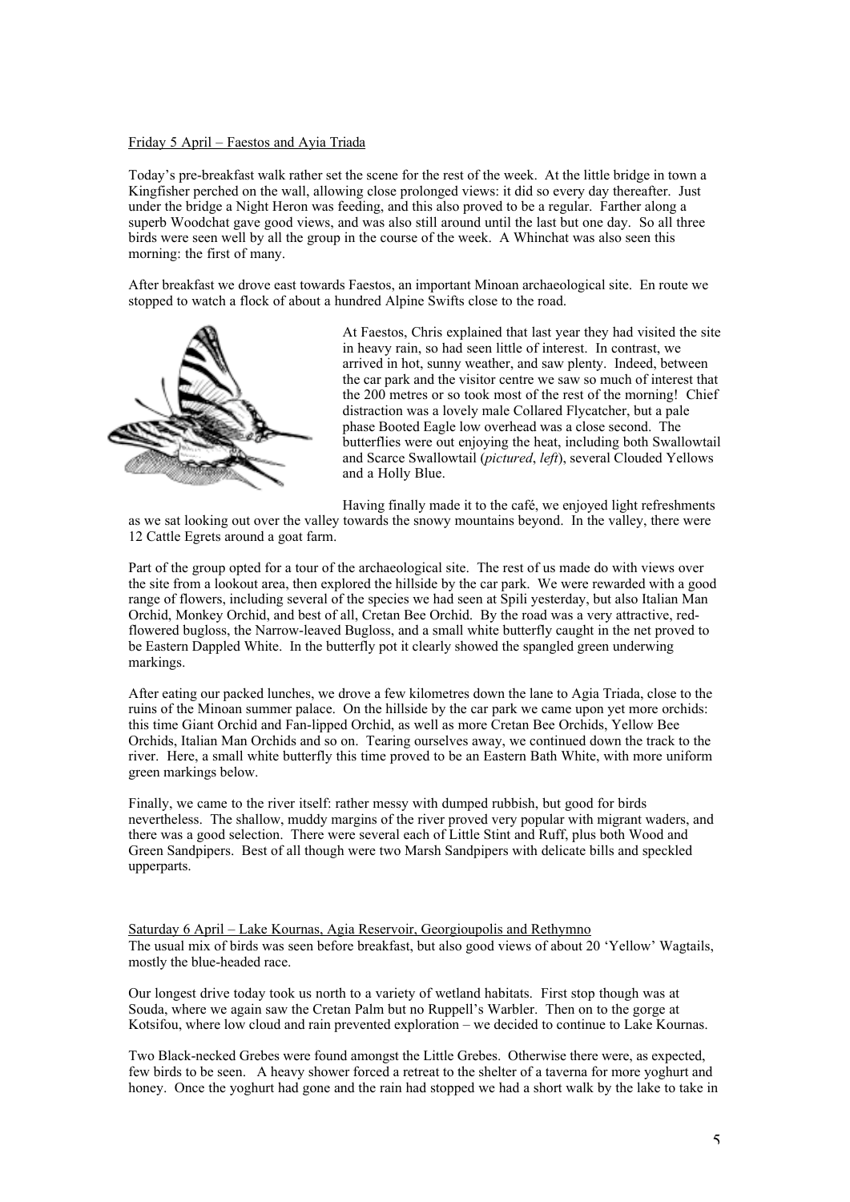Friday 5 April – Faestos and Ayia Triada

Today's pre-breakfast walk rather set the scene for the rest of the week. At the little bridge in town a Kingfisher perched on the wall, allowing close prolonged views: it did so every day thereafter. Just under the bridge a Night Heron was feeding, and this also proved to be a regular. Farther along a superb Woodchat gave good views, and was also still around until the last but one day. So all three birds were seen well by all the group in the course of the week. A Whinchat was also seen this morning: the first of many.

After breakfast we drove east towards Faestos, an important Minoan archaeological site. En route we stopped to watch a flock of about a hundred Alpine Swifts close to the road.

At Faestos, Chris explained that last year they had visited the site in heavy rain, so had seen little of interest. In contrast, we arrived in hot, sunny weather, and saw plenty. Indeed, between the car park and the visitor centre we saw so much of interest that the 200 metres or so took most of the rest of the morning! Chief distraction was a lovely male Collared Flycatcher, but a pale phase Booted Eagle low overhead was a close second. The butterflies were out enjoying the heat, including both Swallowtail and Scarce Swallowtail (*pictured*, *left*), several Clouded Yellows and a Holly Blue.

Having finally made it to the café, we enjoyed light refreshments as we sat looking out over the valley towards the snowy mountains beyond. In the valley, there were 12 Cattle Egrets around a goat farm.

Part of the group opted for a tour of the archaeological site. The rest of us made do with views over the site from a lookout area, then explored the hillside by the car park. We were rewarded with a good range of flowers, including several of the species we had seen at Spili yesterday, but also Italian Man Orchid, Monkey Orchid, and best of all, Cretan Bee Orchid. By the road was a very attractive, red-flowered bugloss, the Narrow-leaved Bugloss, and a small white butterfly caught in the net proved to be Eastern Dappled White. In the butterfly pot it clearly showed the spangled green underwing markings.

After eating our packed lunches, we drove a few kilometres down the lane to Agia Triada, close to the ruins of the Minoan summer palace. On the hillside by the car park we came upon yet more orchids: this time Giant Orchid and Fan-lipped Orchid, as well as more Cretan Bee Orchids, Yellow Bee Orchids, Italian Man Orchids and so on. Tearing ourselves away, we continued down the track to the river. Here, a small white butterfly this time proved to be an Eastern Bath White, with more uniform green markings below.

Finally, we came to the river itself: rather messy with dumped rubbish, but good for birds nevertheless. The shallow, muddy margins of the river proved very popular with migrant waders, and there was a good selection. There were several each of Little Stint and Ruff, plus both Wood and Green Sandpipers. Best of all though were two Marsh Sandpipers with delicate bills and speckled upperparts.

Saturday 6 April – Lake Kournas, Agia Reservoir, Georgioupolis and Rethymno

The usual mix of birds was seen before breakfast, but also good views of about 20 'Yellow' Wagtails, mostly the blue-headed race.

Our longest drive today took us north to a variety of wetland habitats. First stop though was at Souda, where we again saw the Cretan Palm but no Ruppell's Warbler. Then on to the gorge at Kotsifou, where low cloud and rain prevented exploration – we decided to continue to Lake Kournas.

Two Black-necked Grebes were found amongst the Little Grebes. Otherwise there were, as expected, few birds to be seen. A heavy shower forced a retreat to the shelter of a taverna for more yoghurt and honey. Once the yoghurt had gone and the rain had stopped we had a short walk by the lake to take in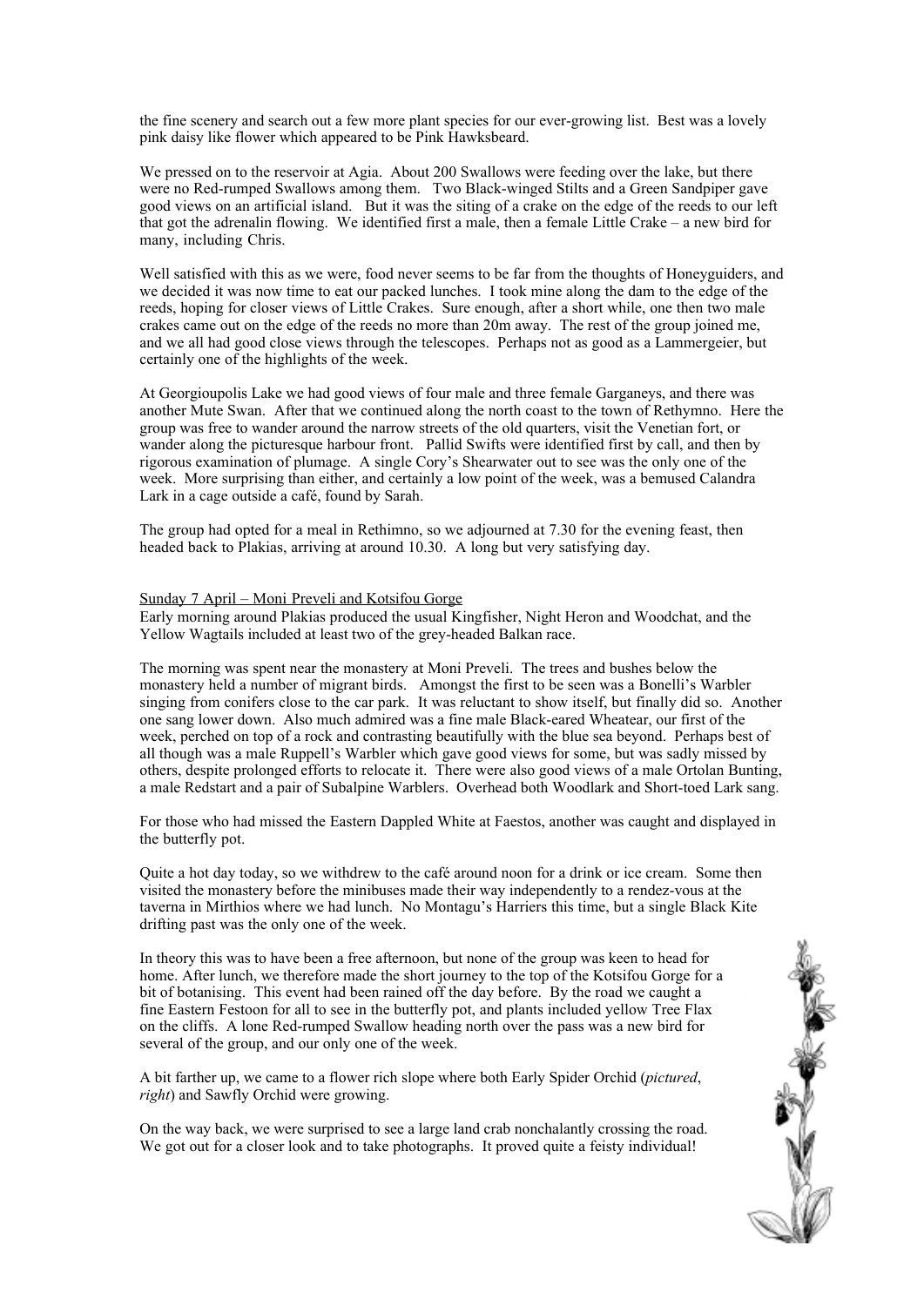the fine scenery and search out a few more plant species for our ever-growing list. Best was a lovely pink daisy like flower which appeared to be Pink Hawksbeard.

We pressed on to the reservoir at Agia. About 200 Swallows were feeding over the lake, but there were no Red-rumped Swallows among them. Two Black-winged Stilts and a Green Sandpiper gave good views on an artificial island. But it was the siting of a crake on the edge of the reeds to our left that got the adrenalin flowing. We identified first a male, then a female Little Crake – a new bird for many, including Chris.

Well satisfied with this as we were, food never seems to be far from the thoughts of Honeyguiders, and we decided it was now time to eat our packed lunches. I took mine along the dam to the edge of the reeds, hoping for closer views of Little Crakes. Sure enough, after a short while, one then two male crakes came out on the edge of the reeds no more than 20m away. The rest of the group joined me, and we all had good close views through the telescopes. Perhaps not as good as a Lammergeier, but certainly one of the highlights of the week.

At Georgioupolis Lake we had good views of four male and three female Garganeys, and there was another Mute Swan. After that we continued along the north coast to the town of Rethymno. Here the group was free to wander around the narrow streets of the old quarters, visit the Venetian fort, or wander along the picturesque harbour front. Pallid Swifts were identified first by call, and then by rigorous examination of plumage. A single Cory's Shearwater out to see was the only one of the week. More surprising than either, and certainly a low point of the week, was a bemused Calandra Lark in a cage outside a café, found by Sarah.

The group had opted for a meal in Rethimno, so we adjourned at 7.30 for the evening feast, then headed back to Plakias, arriving at around 10.30. A long but very satisfying day.

Sunday 7 April – Moni Preveli and Kotsifou Gorge

Early morning around Plakias produced the usual Kingfisher, Night Heron and Woodchat, and the Yellow Wagtails included at least two of the grey-headed Balkan race.

The morning was spent near the monastery at Moni Preveli. The trees and bushes below the monastery held a number of migrant birds. Amongst the first to be seen was a Bonelli's Warbler singing from conifers close to the car park. It was reluctant to show itself, but finally did so. Another one sang lower down. Also much admired was a fine male Black-eared Wheatear, our first of the week, perched on top of a rock and contrasting beautifully with the blue sea beyond. Perhaps best of all though was a male Ruppell's Warbler which gave good views for some, but was sadly missed by others, despite prolonged efforts to relocate it. There were also good views of a male Ortolan Bunting, a male Redstart and a pair of Subalpine Warblers. Overhead both Woodlark and Short-toed Lark sang.

For those who had missed the Eastern Dappled White at Faestos, another was caught and displayed in the butterfly pot.

Quite a hot day today, so we withdrew to the café around noon for a drink or ice cream. Some then visited the monastery before the minibuses made their way independently to a rendez-vous at the taverna in Mirthios where we had lunch. No Montagu's Harriers this time, but a single Black Kite drifting past was the only one of the week.

In theory this was to have been a free afternoon, but none of the group was keen to head for home. After lunch, we therefore made the short journey to the top of the Kotsifou Gorge for a bit of botanising. This event had been rained off the day before. By the road we caught a fine Eastern Festoon for all to see in the butterfly pot, and plants included yellow Tree Flax on the cliffs. A lone Red-rumped Swallow heading north over the pass was a new bird for several of the group, and our only one of the week.

A bit farther up, we came to a flower rich slope where both Early Spider Orchid (*pictured, right*) and Sawfly Orchid were growing.

On the way back, we were surprised to see a large land crab nonchalantly crossing the road. We got out for a closer look and to take photographs. It proved quite a feisty individual!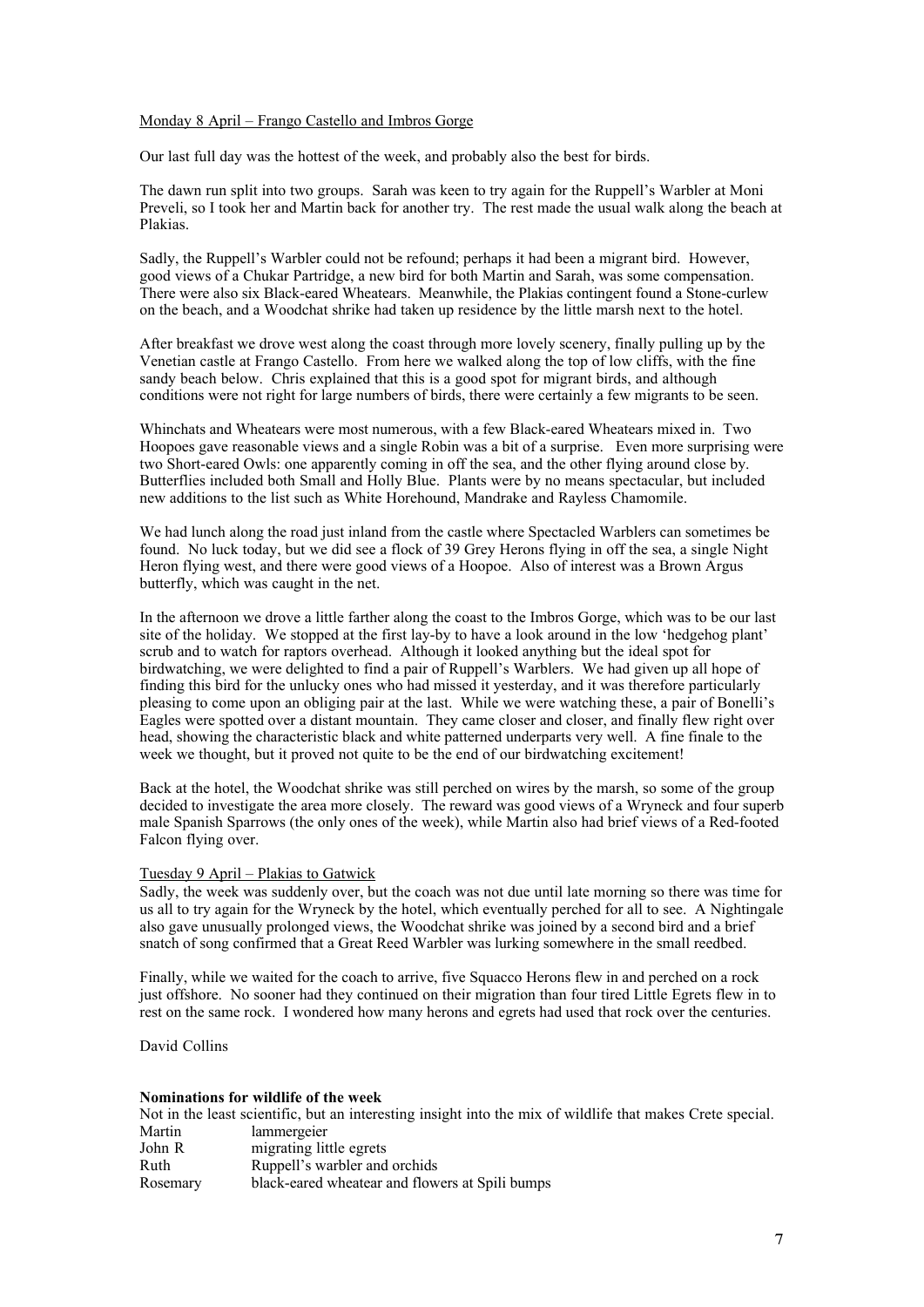Monday 8 April – Frango Castello and Imbros Gorge

Our last full day was the hottest of the week, and probably also the best for birds.

The dawn run split into two groups. Sarah was keen to try again for the Ruppell's Warbler at Moni Preveli, so I took her and Martin back for another try. The rest made the usual walk along the beach at Plakias.

Sadly, the Ruppell's Warbler could not be refound; perhaps it had been a migrant bird. However, good views of a Chukar Partridge, a new bird for both Martin and Sarah, was some compensation. There were also six Black-eared Wheatears. Meanwhile, the Plakias contingent found a Stone-curlew on the beach, and a Woodchat shrike had taken up residence by the little marsh next to the hotel.

After breakfast we drove west along the coast through more lovely scenery, finally pulling up by the Venetian castle at Frango Castello. From here we walked along the top of low cliffs, with the fine sandy beach below. Chris explained that this is a good spot for migrant birds, and although conditions were not right for large numbers of birds, there were certainly a few migrants to be seen.

Whinchats and Wheatears were most numerous, with a few Black-eared Wheatears mixed in. Two Hoopoes gave reasonable views and a single Robin was a bit of a surprise. Even more surprising were two Short-eared Owls: one apparently coming in off the sea, and the other flying around close by. Butterflies included both Small and Holly Blue. Plants were by no means spectacular, but included new additions to the list such as White Horehound, Mandrake and Rayless Chamomile.

We had lunch along the road just inland from the castle where Spectacled Warblers can sometimes be found. No luck today, but we did see a flock of 39 Grey Herons flying in off the sea, a single Night Heron flying west, and there were good views of a Hoopoe. Also of interest was a Brown Argus butterfly, which was caught in the net.

In the afternoon we drove a little farther along the coast to the Imbros Gorge, which was to be our last site of the holiday. We stopped at the first lay-by to have a look around in the low 'hedgehog plant' scrub and to watch for raptors overhead. Although it looked anything but the ideal spot for birdwatching, we were delighted to find a pair of Ruppell's Warblers. We had given up all hope of finding this bird for the unlucky ones who had missed it yesterday, and it was therefore particularly pleasing to come upon an obliging pair at the last. While we were watching these, a pair of Bonelli's Eagles were spotted over a distant mountain. They came closer and closer, and finally flew right over head, showing the characteristic black and white patterned underparts very well. A fine finale to the week we thought, but it proved not quite to be the end of our birdwatching excitement!

Back at the hotel, the Woodchat shrike was still perched on wires by the marsh, so some of the group decided to investigate the area more closely. The reward was good views of a Wryneck and four superb male Spanish Sparrows (the only ones of the week), while Martin also had brief views of a Red-footed Falcon flying over.

Tuesday 9 April – Plakias to Gatwick

Sadly, the week was suddenly over, but the coach was not due until late morning so there was time for us all to try again for the Wryneck by the hotel, which eventually perched for all to see. A Nightingale also gave unusually prolonged views, the Woodchat shrike was joined by a second bird and a brief snatch of song confirmed that a Great Reed Warbler was lurking somewhere in the small reedbed.

Finally, while we waited for the coach to arrive, five Squacco Herons flew in and perched on a rock just offshore. No sooner had they continued on their migration than four tired Little Egrets flew in to rest on the same rock. I wondered how many herons and egrets had used that rock over the centuries.

David Collins

**Nominations for wildlife of the week**

Not in the least scientific, but an interesting insight into the mix of wildlife that makes Crete special.

| | |
|---|---|
| Martin | lammergeier |
| John R | migrating little egrets |
| Ruth | Ruppell's warbler and orchids |
| Rosemary | black-eared wheatear and flowers at Spili bumps |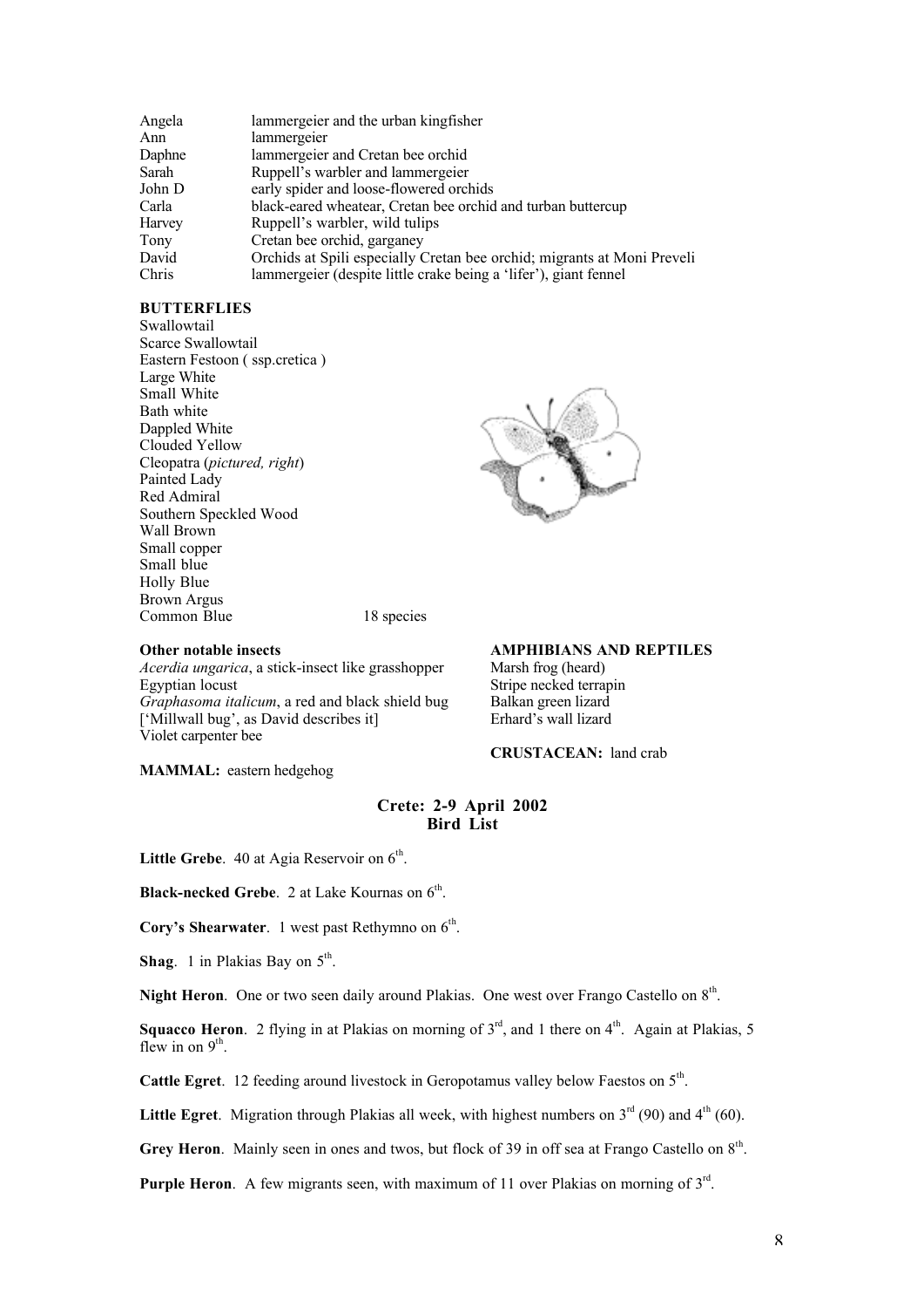| | |
|---|---|
| Angela | lammergeier and the urban kingfisher |
| Ann | lammergeier |
| Daphne | lammergeier and Cretan bee orchid |
| Sarah | Ruppell's warbler and lammergeier |
| John D | early spider and loose-flowered orchids |
| Carla | black-eared wheatear, Cretan bee orchid and turban buttercup |
| Harvey | Ruppell's warbler, wild tulips |
| Tony | Cretan bee orchid, garganey |
| David | Orchids at Spili especially Cretan bee orchid; migrants at Moni Preveli |
| Chris | lammergeier (despite little crake being a 'lifer'), giant fennel |

**BUTTERFLIES**

Swallowtail
Scarce Swallowtail
Eastern Festoon ( ssp.cretica )
Large White
Small White
Bath white
Dappled White
Clouded Yellow
Cleopatra (*pictured, right*)
Painted Lady
Red Admiral
Southern Speckled Wood
Wall Brown
Small copper
Small blue
Holly Blue
Brown Argus
Common Blue — 18 species

**Other notable insects**

*Acerdia ungarica*, a stick-insect like grasshopper
Egyptian locust
*Graphasoma italicum*, a red and black shield bug ['Millwall bug', as David describes it]
Violet carpenter bee

**MAMMAL:** eastern hedgehog

**AMPHIBIANS AND REPTILES**

Marsh frog (heard)
Stripe necked terrapin
Balkan green lizard
Erhard's wall lizard

**CRUSTACEAN:** land crab

## Crete: 2-9 April 2002
## Bird List

**Little Grebe**. 40 at Agia Reservoir on 6th.

**Black-necked Grebe**. 2 at Lake Kournas on 6th.

**Cory's Shearwater**. 1 west past Rethymno on 6th.

**Shag**. 1 in Plakias Bay on 5th.

**Night Heron**. One or two seen daily around Plakias. One west over Frango Castello on 8th.

**Squacco Heron**. 2 flying in at Plakias on morning of 3rd, and 1 there on 4th. Again at Plakias, 5 flew in on 9th.

**Cattle Egret**. 12 feeding around livestock in Geropotamus valley below Faestos on 5th.

**Little Egret**. Migration through Plakias all week, with highest numbers on 3rd (90) and 4th (60).

**Grey Heron**. Mainly seen in ones and twos, but flock of 39 in off sea at Frango Castello on 8th.

**Purple Heron**. A few migrants seen, with maximum of 11 over Plakias on morning of 3rd.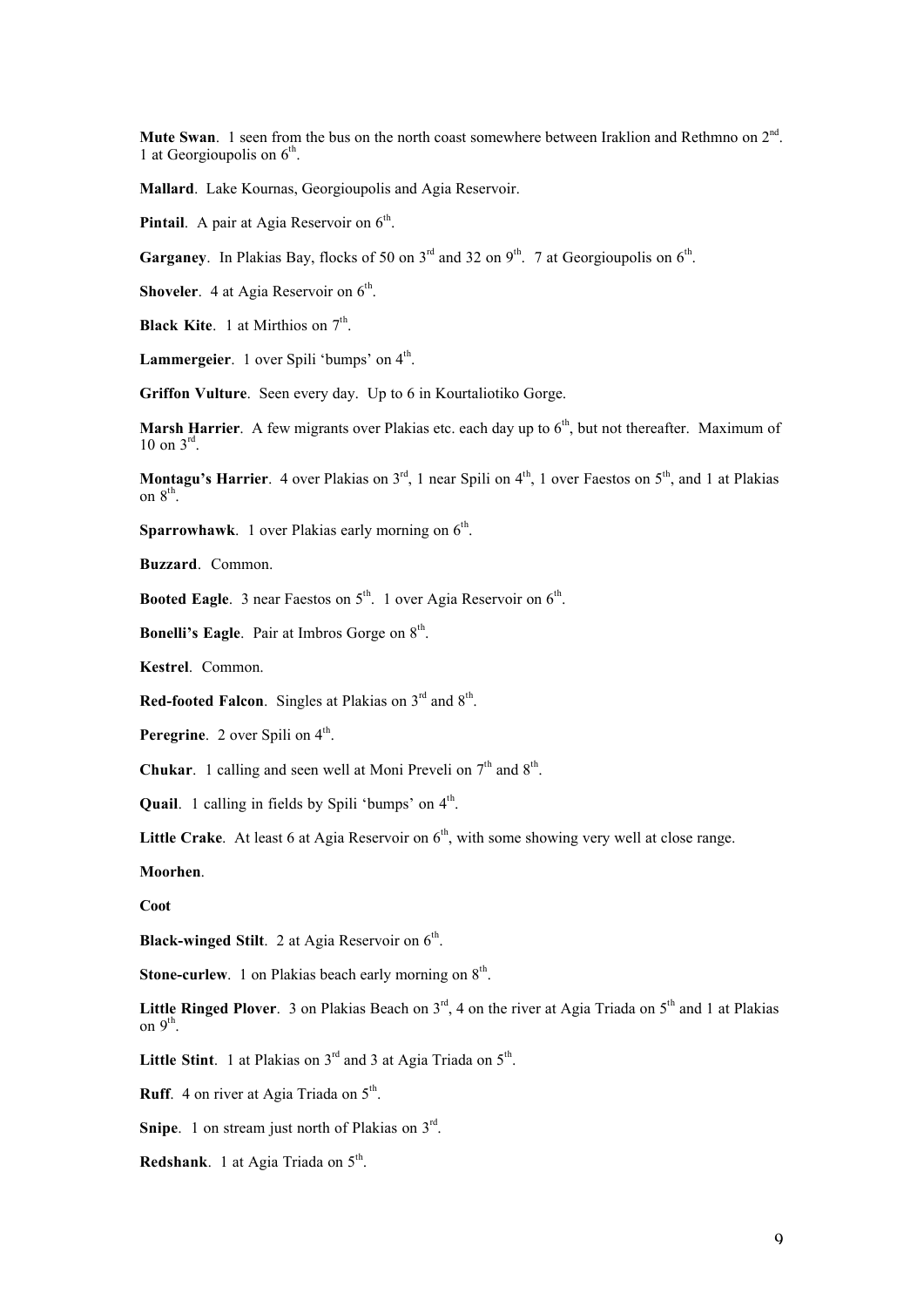**Mute Swan**. 1 seen from the bus on the north coast somewhere between Iraklion and Rethmno on 2nd. 1 at Georgioupolis on 6th.

**Mallard**. Lake Kournas, Georgioupolis and Agia Reservoir.

**Pintail**. A pair at Agia Reservoir on 6th.

**Garganey**. In Plakias Bay, flocks of 50 on 3rd and 32 on 9th. 7 at Georgioupolis on 6th.

**Shoveler**. 4 at Agia Reservoir on 6th.

**Black Kite**. 1 at Mirthios on 7th.

**Lammergeier**. 1 over Spili 'bumps' on 4th.

**Griffon Vulture**. Seen every day. Up to 6 in Kourtaliotiko Gorge.

**Marsh Harrier**. A few migrants over Plakias etc. each day up to 6th, but not thereafter. Maximum of 10 on 3rd.

**Montagu's Harrier**. 4 over Plakias on 3rd, 1 near Spili on 4th, 1 over Faestos on 5th, and 1 at Plakias on 8th.

**Sparrowhawk**. 1 over Plakias early morning on 6th.

**Buzzard**. Common.

**Booted Eagle**. 3 near Faestos on 5th. 1 over Agia Reservoir on 6th.

**Bonelli's Eagle**. Pair at Imbros Gorge on 8th.

**Kestrel**. Common.

**Red-footed Falcon**. Singles at Plakias on 3rd and 8th.

**Peregrine**. 2 over Spili on 4th.

**Chukar**. 1 calling and seen well at Moni Preveli on 7th and 8th.

**Quail**. 1 calling in fields by Spili 'bumps' on 4th.

**Little Crake**. At least 6 at Agia Reservoir on 6th, with some showing very well at close range.

**Moorhen**.

**Coot**

**Black-winged Stilt**. 2 at Agia Reservoir on 6th.

**Stone-curlew**. 1 on Plakias beach early morning on 8th.

**Little Ringed Plover**. 3 on Plakias Beach on 3rd, 4 on the river at Agia Triada on 5th and 1 at Plakias on 9th.

**Little Stint**. 1 at Plakias on 3rd and 3 at Agia Triada on 5th.

**Ruff**. 4 on river at Agia Triada on 5th.

**Snipe**. 1 on stream just north of Plakias on 3rd.

**Redshank**. 1 at Agia Triada on 5th.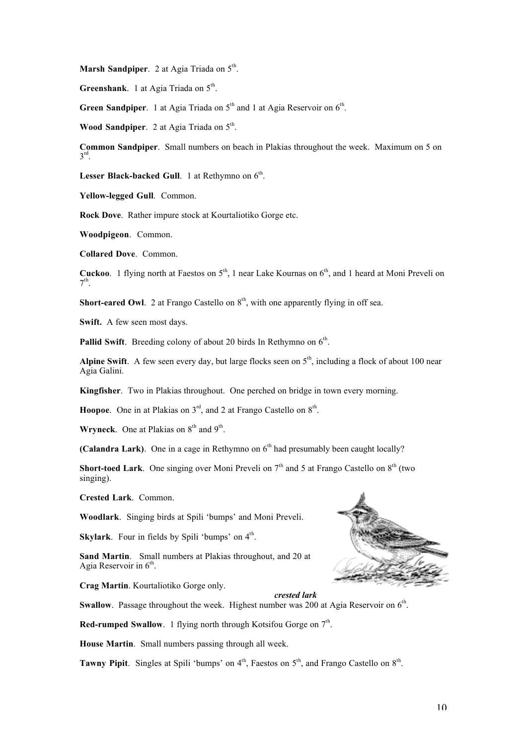**Marsh Sandpiper**. 2 at Agia Triada on 5th.

**Greenshank**. 1 at Agia Triada on 5th.

**Green Sandpiper**. 1 at Agia Triada on 5th and 1 at Agia Reservoir on 6th.

**Wood Sandpiper**. 2 at Agia Triada on 5th.

**Common Sandpiper**. Small numbers on beach in Plakias throughout the week. Maximum on 5 on 3rd.

**Lesser Black-backed Gull**. 1 at Rethymno on 6th.

**Yellow-legged Gull**. Common.

**Rock Dove**. Rather impure stock at Kourtaliotiko Gorge etc.

**Woodpigeon**. Common.

**Collared Dove**. Common.

**Cuckoo**. 1 flying north at Faestos on 5th, 1 near Lake Kournas on 6th, and 1 heard at Moni Preveli on 7th.

**Short-eared Owl**. 2 at Frango Castello on 8th, with one apparently flying in off sea.

**Swift.** A few seen most days.

**Pallid Swift**. Breeding colony of about 20 birds In Rethymno on 6th.

**Alpine Swift**. A few seen every day, but large flocks seen on 5th, including a flock of about 100 near Agia Galini.

**Kingfisher**. Two in Plakias throughout. One perched on bridge in town every morning.

**Hoopoe**. One in at Plakias on 3rd, and 2 at Frango Castello on 8th.

**Wryneck**. One at Plakias on 8th and 9th.

**(Calandra Lark)**. One in a cage in Rethymno on 6th had presumably been caught locally?

**Short-toed Lark**. One singing over Moni Preveli on 7th and 5 at Frango Castello on 8th (two singing).

**Crested Lark**. Common.

**Woodlark**. Singing birds at Spili 'bumps' and Moni Preveli.

**Skylark**. Four in fields by Spili 'bumps' on 4th.

**Sand Martin**. Small numbers at Plakias throughout, and 20 at Agia Reservoir in 6th.

**Crag Martin**. Kourtaliotiko Gorge only.

***crested lark***

**Swallow**. Passage throughout the week. Highest number was 200 at Agia Reservoir on 6th.

**Red-rumped Swallow**. 1 flying north through Kotsifou Gorge on 7th.

**House Martin**. Small numbers passing through all week.

**Tawny Pipit**. Singles at Spili 'bumps' on 4th, Faestos on 5th, and Frango Castello on 8th.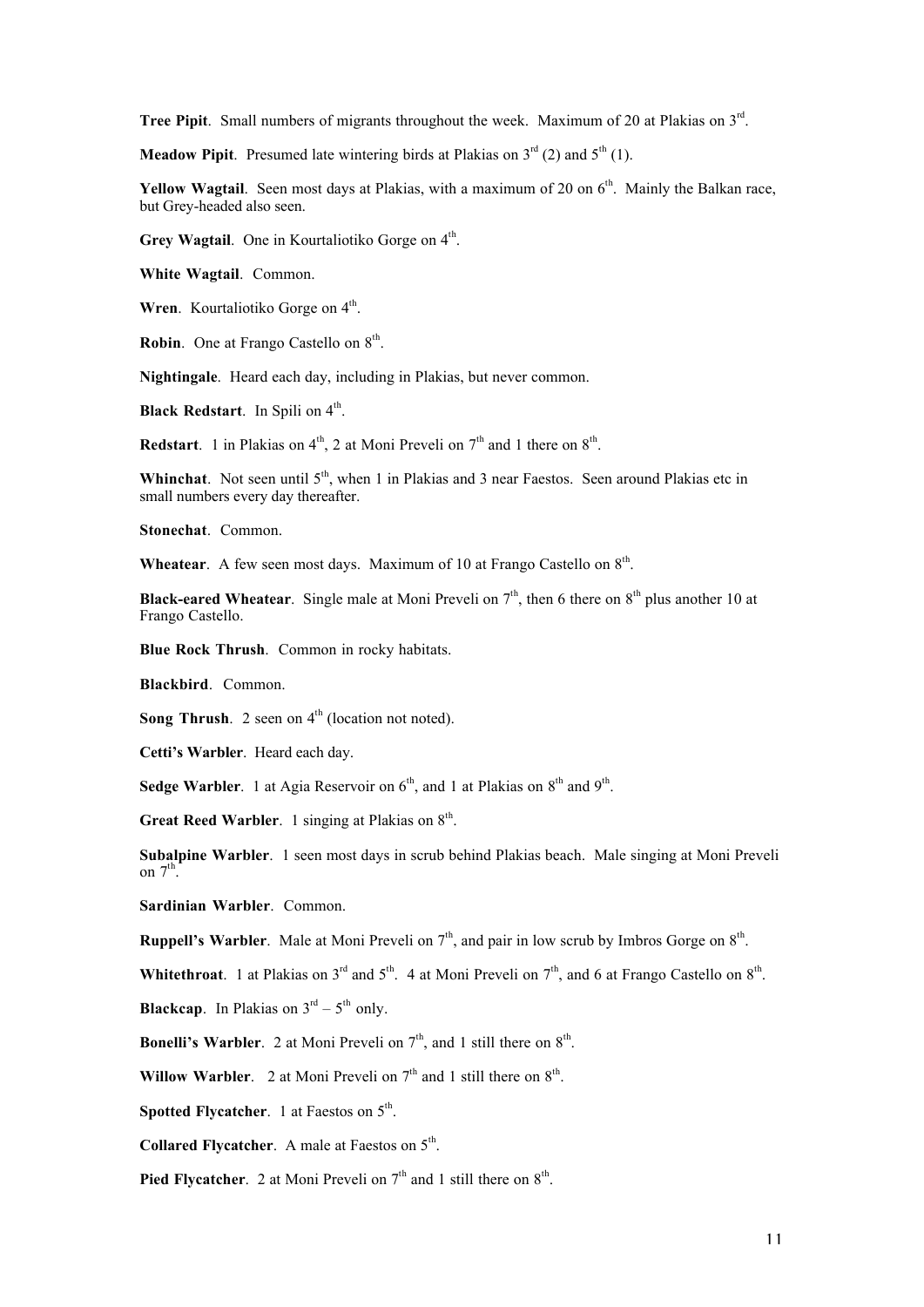**Tree Pipit**. Small numbers of migrants throughout the week. Maximum of 20 at Plakias on 3rd.

**Meadow Pipit**. Presumed late wintering birds at Plakias on 3rd (2) and 5th (1).

**Yellow Wagtail**. Seen most days at Plakias, with a maximum of 20 on 6th. Mainly the Balkan race, but Grey-headed also seen.

**Grey Wagtail**. One in Kourtaliotiko Gorge on 4th.

**White Wagtail**. Common.

**Wren**. Kourtaliotiko Gorge on 4th.

**Robin**. One at Frango Castello on 8th.

**Nightingale**. Heard each day, including in Plakias, but never common.

**Black Redstart**. In Spili on 4th.

**Redstart**. 1 in Plakias on 4th, 2 at Moni Preveli on 7th and 1 there on 8th.

**Whinchat**. Not seen until 5th, when 1 in Plakias and 3 near Faestos. Seen around Plakias etc in small numbers every day thereafter.

**Stonechat**. Common.

**Wheatear**. A few seen most days. Maximum of 10 at Frango Castello on 8th.

**Black-eared Wheatear**. Single male at Moni Preveli on 7th, then 6 there on 8th plus another 10 at Frango Castello.

**Blue Rock Thrush**. Common in rocky habitats.

**Blackbird**. Common.

**Song Thrush**. 2 seen on 4th (location not noted).

**Cetti's Warbler**. Heard each day.

**Sedge Warbler**. 1 at Agia Reservoir on 6th, and 1 at Plakias on 8th and 9th.

**Great Reed Warbler**. 1 singing at Plakias on 8th.

**Subalpine Warbler**. 1 seen most days in scrub behind Plakias beach. Male singing at Moni Preveli on 7th.

**Sardinian Warbler**. Common.

**Ruppell's Warbler**. Male at Moni Preveli on 7th, and pair in low scrub by Imbros Gorge on 8th.

**Whitethroat**. 1 at Plakias on 3rd and 5th. 4 at Moni Preveli on 7th, and 6 at Frango Castello on 8th.

**Blackcap**. In Plakias on 3rd – 5th only.

**Bonelli's Warbler**. 2 at Moni Preveli on 7th, and 1 still there on 8th.

**Willow Warbler**. 2 at Moni Preveli on 7th and 1 still there on 8th.

**Spotted Flycatcher**. 1 at Faestos on 5th.

**Collared Flycatcher**. A male at Faestos on 5th.

**Pied Flycatcher**. 2 at Moni Preveli on 7th and 1 still there on 8th.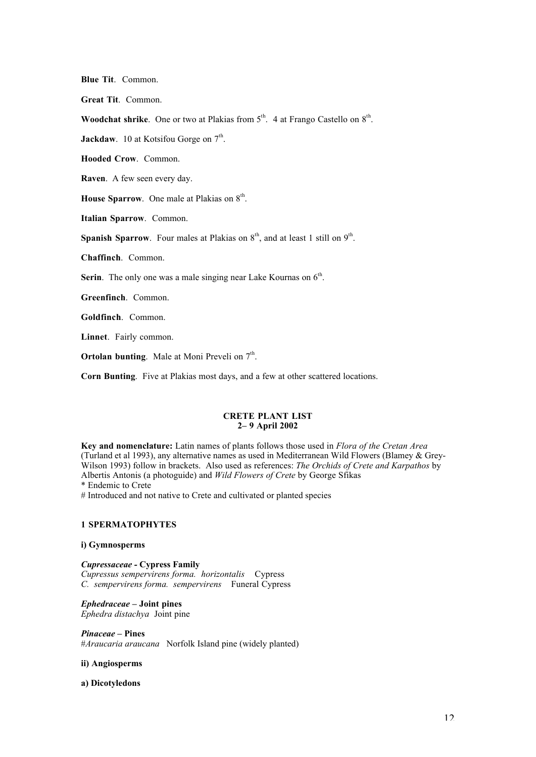**Blue Tit**. Common.

**Great Tit**. Common.

**Woodchat shrike**. One or two at Plakias from 5th. 4 at Frango Castello on 8th.

**Jackdaw**. 10 at Kotsifou Gorge on 7th.

**Hooded Crow**. Common.

**Raven**. A few seen every day.

**House Sparrow**. One male at Plakias on 8th.

**Italian Sparrow**. Common.

**Spanish Sparrow**. Four males at Plakias on 8th, and at least 1 still on 9th.

**Chaffinch**. Common.

**Serin**. The only one was a male singing near Lake Kournas on 6th.

**Greenfinch**. Common.

**Goldfinch**. Common.

**Linnet**. Fairly common.

**Ortolan bunting**. Male at Moni Preveli on 7th.

**Corn Bunting**. Five at Plakias most days, and a few at other scattered locations.

## CRETE PLANT LIST
## 2– 9 April 2002

**Key and nomenclature:** Latin names of plants follows those used in *Flora of the Cretan Area* (Turland et al 1993), any alternative names as used in Mediterranean Wild Flowers (Blamey & Grey-Wilson 1993) follow in brackets. Also used as references: *The Orchids of Crete and Karpathos* by Albertis Antonis (a photoguide) and *Wild Flowers of Crete* by George Sfikas
\* Endemic to Crete
\# Introduced and not native to Crete and cultivated or planted species

### 1 SPERMATOPHYTES

#### i) Gymnosperms

***Cupressaceae* - Cypress Family**
*Cupressus sempervirens forma. horizontalis* Cypress
*C. sempervirens forma. sempervirens* Funeral Cypress

***Ephedraceae* – Joint pines**
*Ephedra distachya* Joint pine

***Pinaceae* – Pines**
#*Araucaria araucana* Norfolk Island pine (widely planted)

#### ii) Angiosperms

**a) Dicotyledons**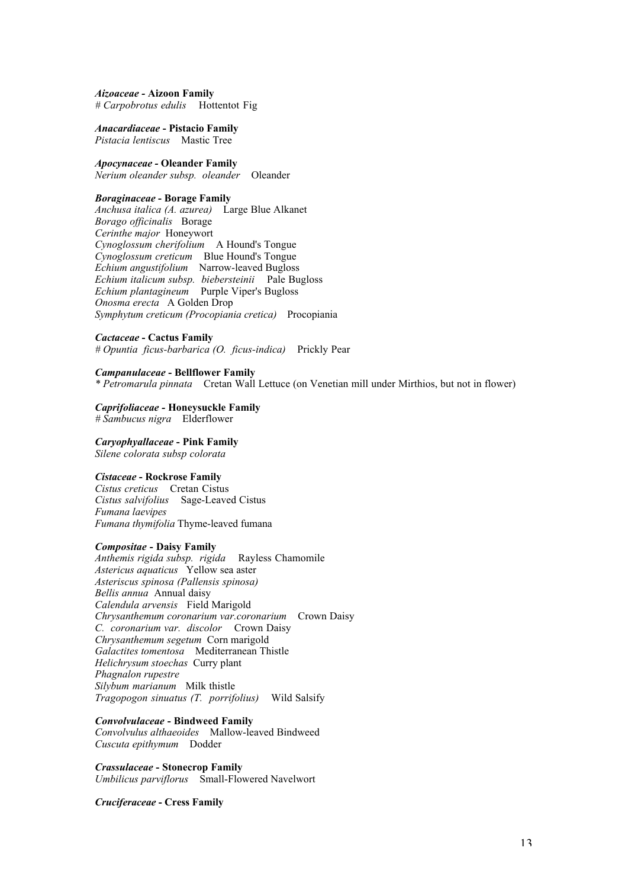***Aizoaceae* - Aizoon Family**
# *Carpobrotus edulis*   Hottentot Fig

***Anacardiaceae* - Pistacio Family**
*Pistacia lentiscus*   Mastic Tree

***Apocynaceae* - Oleander Family**
*Nerium oleander subsp. oleander*   Oleander

***Boraginaceae* - Borage Family**
*Anchusa italica (A. azurea)*   Large Blue Alkanet
*Borago officinalis*   Borage
*Cerinthe major*   Honeywort
*Cynoglossum cherifolium*   A Hound's Tongue
*Cynoglossum creticum*   Blue Hound's Tongue
*Echium angustifolium*   Narrow-leaved Bugloss
*Echium italicum subsp. biebersteinii*   Pale Bugloss
*Echium plantagineum*   Purple Viper's Bugloss
*Onosma erecta*   A Golden Drop
*Symphytum creticum (Procopiania cretica)*   Procopiania

***Cactaceae* - Cactus Family**
# *Opuntia ficus-barbarica (O. ficus-indica)*   Prickly Pear

***Campanulaceae* - Bellflower Family**
\* *Petromarula pinnata*   Cretan Wall Lettuce (on Venetian mill under Mirthios, but not in flower)

***Caprifoliaceae* - Honeysuckle Family**
# *Sambucus nigra*   Elderflower

***Caryophyallaceae* - Pink Family**
*Silene colorata subsp colorata*

***Cistaceae* - Rockrose Family**
*Cistus creticus*   Cretan Cistus
*Cistus salvifolius*   Sage-Leaved Cistus
*Fumana laevipes*
*Fumana thymifolia* Thyme-leaved fumana

***Compositae* - Daisy Family**
*Anthemis rigida subsp. rigida*   Rayless Chamomile
*Astericus aquaticus*   Yellow sea aster
*Asteriscus spinosa (Pallensis spinosa)*
*Bellis annua*   Annual daisy
*Calendula arvensis*   Field Marigold
*Chrysanthemum coronarium var.coronarium*   Crown Daisy
*C. coronarium var. discolor*   Crown Daisy
*Chrysanthemum segetum*   Corn marigold
*Galactites tomentosa*   Mediterranean Thistle
*Helichrysum stoechas*   Curry plant
*Phagnalon rupestre*
*Silybum marianum*   Milk thistle
*Tragopogon sinuatus (T. porrifolius)*   Wild Salsify

***Convolvulaceae* - Bindweed Family**
*Convolvulus althaeoides*   Mallow-leaved Bindweed
*Cuscuta epithymum*   Dodder

***Crassulaceae* - Stonecrop Family**
*Umbilicus parviflorus*   Small-Flowered Navelwort

***Cruciferaceae* - Cress Family**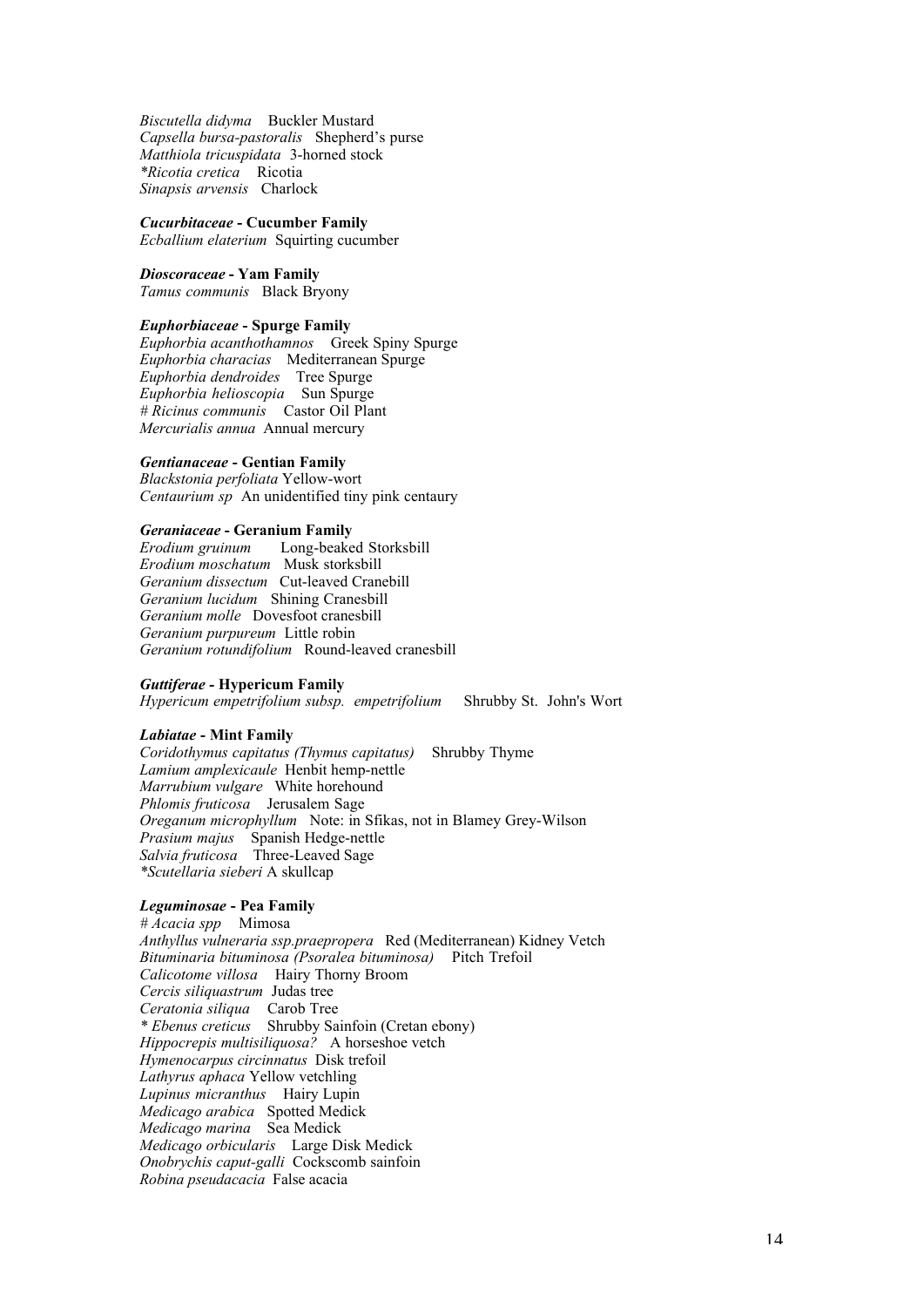*Biscutella didyma* Buckler Mustard
*Capsella bursa-pastoralis* Shepherd's purse
*Matthiola tricuspidata* 3-horned stock
*\*Ricotia cretica* Ricotia
*Sinapsis arvensis* Charlock

***Cucurbitaceae* - Cucumber Family**
*Ecballium elaterium* Squirting cucumber

***Dioscoraceae* - Yam Family**
*Tamus communis* Black Bryony

***Euphorbiaceae* - Spurge Family**
*Euphorbia acanthothamnos* Greek Spiny Spurge
*Euphorbia characias* Mediterranean Spurge
*Euphorbia dendroides* Tree Spurge
*Euphorbia helioscopia* Sun Spurge
*# Ricinus communis* Castor Oil Plant
*Mercurialis annua* Annual mercury

***Gentianaceae* - Gentian Family**
*Blackstonia perfoliata* Yellow-wort
*Centaurium sp* An unidentified tiny pink centaury

***Geraniaceae* - Geranium Family**
*Erodium gruinum* Long-beaked Storksbill
*Erodium moschatum* Musk storksbill
*Geranium dissectum* Cut-leaved Cranebill
*Geranium lucidum* Shining Cranesbill
*Geranium molle* Dovesfoot cranesbill
*Geranium purpureum* Little robin
*Geranium rotundifolium* Round-leaved cranesbill

***Guttiferae* - Hypericum Family**
*Hypericum empetrifolium subsp. empetrifolium* Shrubby St. John's Wort

***Labiatae* - Mint Family**
*Coridothymus capitatus (Thymus capitatus)* Shrubby Thyme
*Lamium amplexicaule* Henbit hemp-nettle
*Marrubium vulgare* White horehound
*Phlomis fruticosa* Jerusalem Sage
*Oreganum microphyllum* Note: in Sfikas, not in Blamey Grey-Wilson
*Prasium majus* Spanish Hedge-nettle
*Salvia fruticosa* Three-Leaved Sage
*\*Scutellaria sieberi* A skullcap

***Leguminosae* - Pea Family**
*# Acacia spp* Mimosa
*Anthyllus vulneraria ssp.praepropera* Red (Mediterranean) Kidney Vetch
*Bituminaria bituminosa (Psoralea bituminosa)* Pitch Trefoil
*Calicotome villosa* Hairy Thorny Broom
*Cercis siliquastrum* Judas tree
*Ceratonia siliqua* Carob Tree
*\* Ebenus creticus* Shrubby Sainfoin (Cretan ebony)
*Hippocrepis multisiliquosa?* A horseshoe vetch
*Hymenocarpus circinnatus* Disk trefoil
*Lathyrus aphaca* Yellow vetchling
*Lupinus micranthus* Hairy Lupin
*Medicago arabica* Spotted Medick
*Medicago marina* Sea Medick
*Medicago orbicularis* Large Disk Medick
*Onobrychis caput-galli* Cockscomb sainfoin
*Robina pseudacacia* False acacia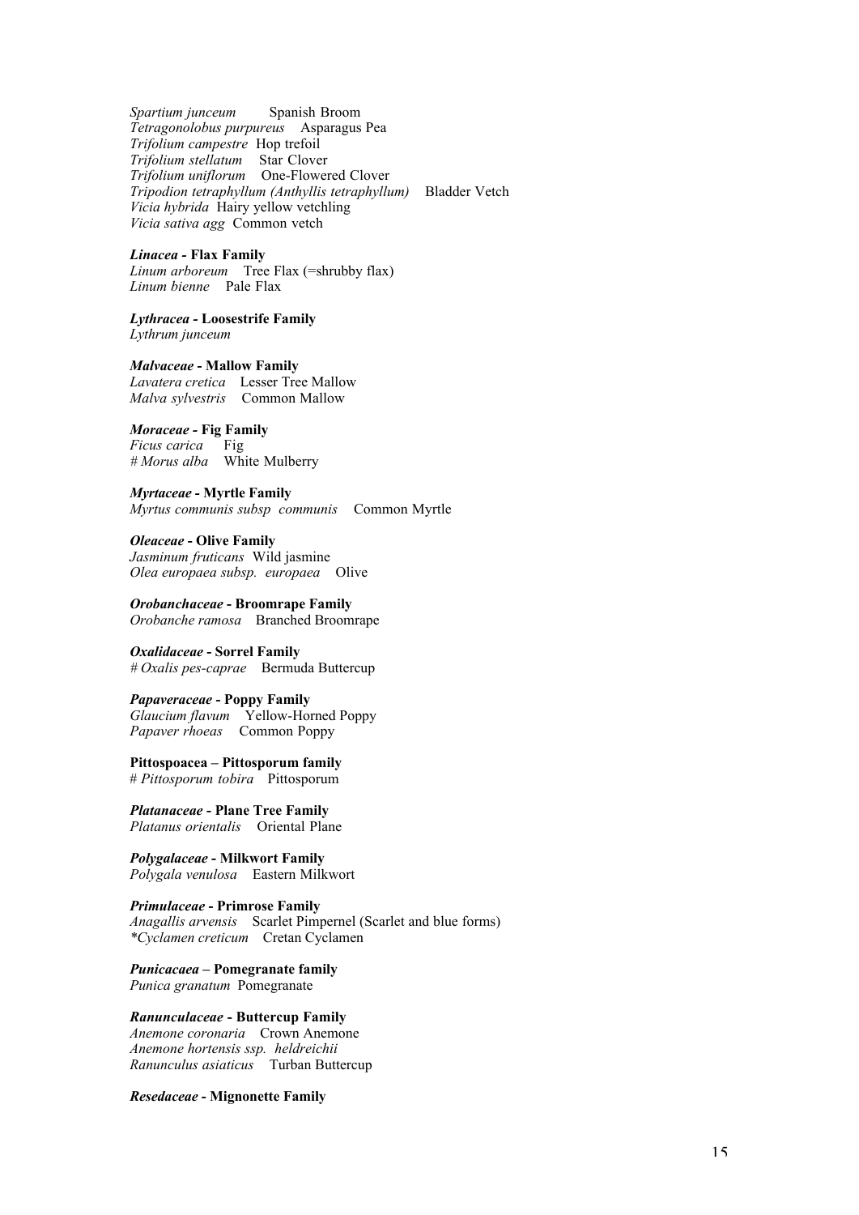*Spartium junceum* Spanish Broom
*Tetragonolobus purpureus* Asparagus Pea
*Trifolium campestre* Hop trefoil
*Trifolium stellatum* Star Clover
*Trifolium uniflorum* One-Flowered Clover
*Tripodion tetraphyllum (Anthyllis tetraphyllum)* Bladder Vetch
*Vicia hybrida* Hairy yellow vetchling
*Vicia sativa agg* Common vetch

***Linacea* - Flax Family**
*Linum arboreum* Tree Flax (=shrubby flax)
*Linum bienne* Pale Flax

***Lythracea* - Loosestrife Family**
*Lythrum junceum*

***Malvaceae* - Mallow Family**
*Lavatera cretica* Lesser Tree Mallow
*Malva sylvestris* Common Mallow

***Moraceae* - Fig Family**
*Ficus carica* Fig
*# Morus alba* White Mulberry

***Myrtaceae* - Myrtle Family**
*Myrtus communis subsp communis* Common Myrtle

***Oleaceae* - Olive Family**
*Jasminum fruticans* Wild jasmine
*Olea europaea subsp. europaea* Olive

***Orobanchaceae* - Broomrape Family**
*Orobanche ramosa* Branched Broomrape

***Oxalidaceae* - Sorrel Family**
*# Oxalis pes-caprae* Bermuda Buttercup

***Papaveraceae* - Poppy Family**
*Glaucium flavum* Yellow-Horned Poppy
*Papaver rhoeas* Common Poppy

**Pittospoacea – Pittosporum family**
*# Pittosporum tobira* Pittosporum

***Platanaceae* - Plane Tree Family**
*Platanus orientalis* Oriental Plane

***Polygalaceae* - Milkwort Family**
*Polygala venulosa* Eastern Milkwort

***Primulaceae* - Primrose Family**
*Anagallis arvensis* Scarlet Pimpernel (Scarlet and blue forms)
*\*Cyclamen creticum* Cretan Cyclamen

***Punicacaea* – Pomegranate family**
*Punica granatum* Pomegranate

***Ranunculaceae* - Buttercup Family**
*Anemone coronaria* Crown Anemone
*Anemone hortensis ssp. heldreichii*
*Ranunculus asiaticus* Turban Buttercup

***Resedaceae* - Mignonette Family**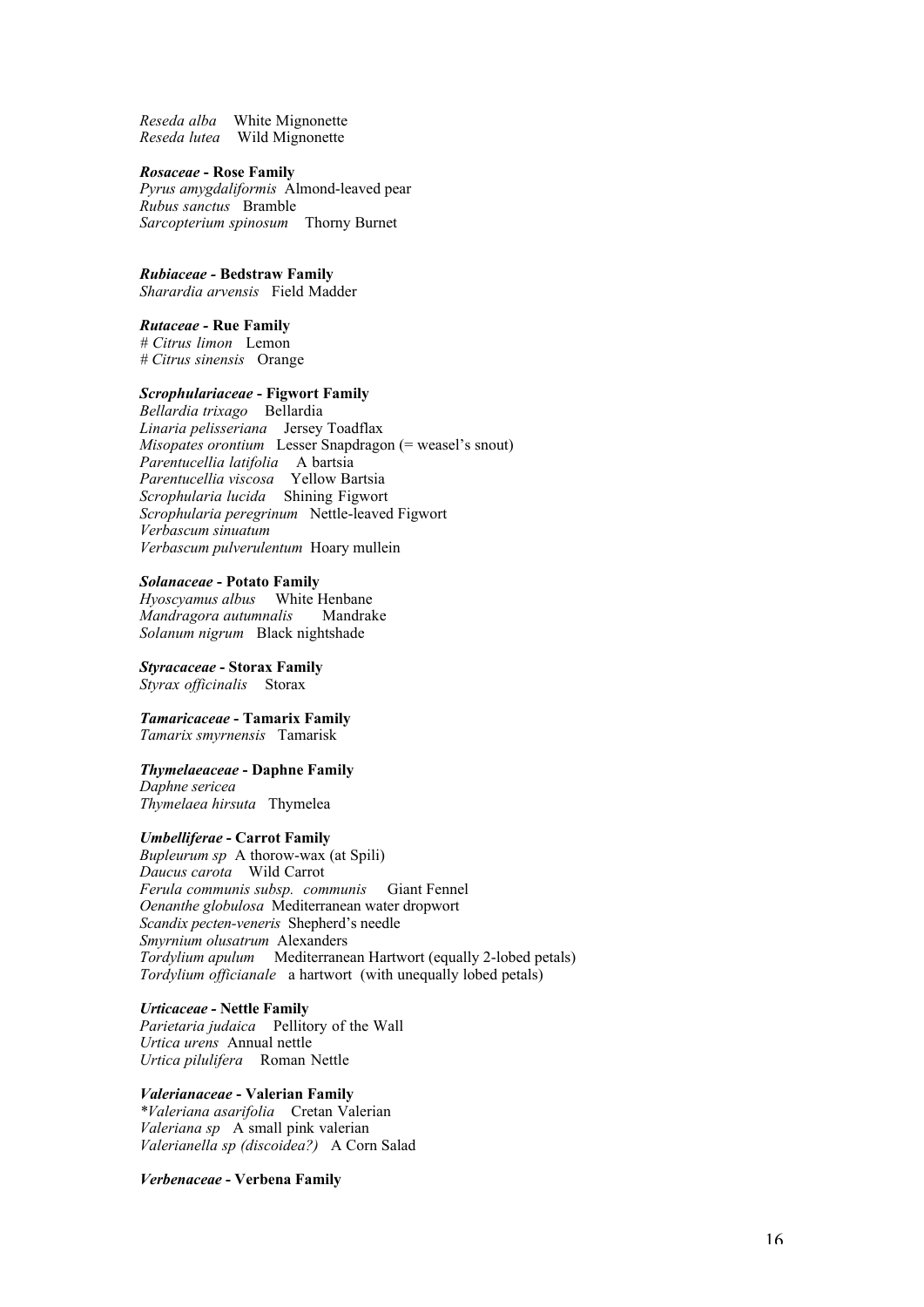*Reseda alba*   White Mignonette
*Reseda lutea*   Wild Mignonette

***Rosaceae*** **- Rose Family**
*Pyrus amygdaliformis*  Almond-leaved pear
*Rubus sanctus*  Bramble
*Sarcopterium spinosum*   Thorny Burnet

***Rubiaceae*** **- Bedstraw Family**
*Sharardia arvensis*  Field Madder

***Rutaceae*** **- Rue Family**
*# Citrus limon*  Lemon
*# Citrus sinensis*  Orange

***Scrophulariaceae*** **- Figwort Family**
*Bellardia trixago*   Bellardia
*Linaria pelisseriana*   Jersey Toadflax
*Misopates orontium*  Lesser Snapdragon (= weasel's snout)
*Parentucellia latifolia*   A bartsia
*Parentucellia viscosa*   Yellow Bartsia
*Scrophularia lucida*   Shining Figwort
*Scrophularia peregrinum*  Nettle-leaved Figwort
*Verbascum sinuatum*
*Verbascum pulverulentum*  Hoary mullein

***Solanaceae*** **- Potato Family**
*Hyoscyamus albus*   White Henbane
*Mandragora autumnalis*   Mandrake
*Solanum nigrum*  Black nightshade

***Styracaceae*** **- Storax Family**
*Styrax officinalis*   Storax

***Tamaricaceae*** **- Tamarix Family**
*Tamarix smyrnensis*  Tamarisk

***Thymelaeaceae*** **- Daphne Family**
*Daphne sericea*
*Thymelaea hirsuta*  Thymelea

***Umbelliferae*** **- Carrot Family**
*Bupleurum sp*  A thorow-wax (at Spili)
*Daucus carota*   Wild Carrot
*Ferula communis subsp. communis*   Giant Fennel
*Oenanthe globulosa*  Mediterranean water dropwort
*Scandix pecten-veneris*  Shepherd's needle
*Smyrnium olusatrum*  Alexanders
*Tordylium apulum*   Mediterranean Hartwort (equally 2-lobed petals)
*Tordylium officianale*  a hartwort  (with unequally lobed petals)

***Urticaceae*** **- Nettle Family**
*Parietaria judaica*   Pellitory of the Wall
*Urtica urens*  Annual nettle
*Urtica pilulifera*   Roman Nettle

***Valerianaceae*** **- Valerian Family**
*\*Valeriana asarifolia*   Cretan Valerian
*Valeriana sp*  A small pink valerian
*Valerianella sp (discoidea?)*  A Corn Salad

***Verbenaceae*** **- Verbena Family**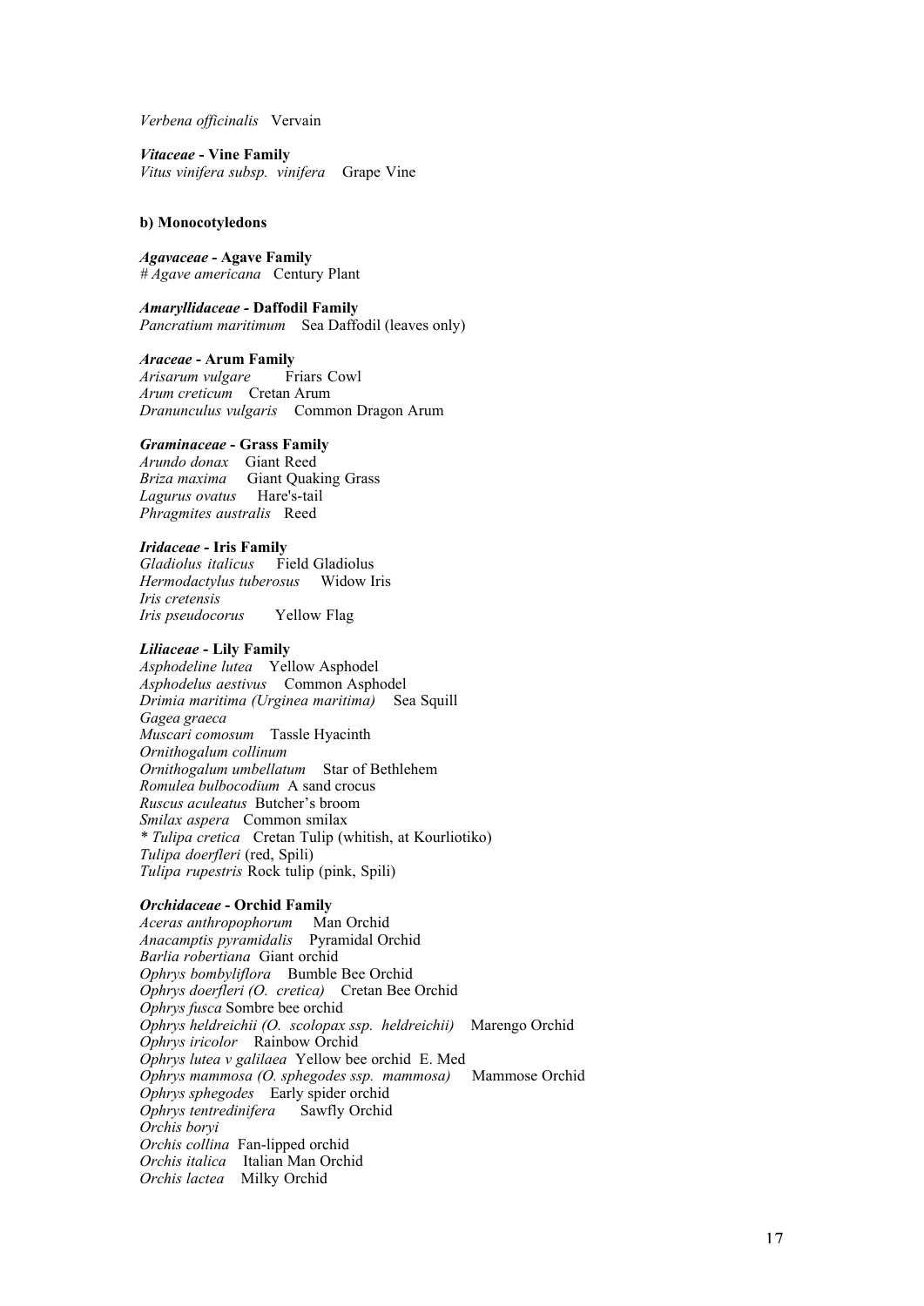*Verbena officinalis* Vervain

***Vitaceae*** **- Vine Family**
*Vitus vinifera subsp. vinifera* Grape Vine

**b) Monocotyledons**

***Agavaceae*** **- Agave Family**
*# Agave americana* Century Plant

***Amaryllidaceae*** **- Daffodil Family**
*Pancratium maritimum* Sea Daffodil (leaves only)

***Araceae*** **- Arum Family**
*Arisarum vulgare* Friars Cowl
*Arum creticum* Cretan Arum
*Dranunculus vulgaris* Common Dragon Arum

***Graminaceae*** **- Grass Family**
*Arundo donax* Giant Reed
*Briza maxima* Giant Quaking Grass
*Lagurus ovatus* Hare's-tail
*Phragmites australis* Reed

***Iridaceae*** **- Iris Family**
*Gladiolus italicus* Field Gladiolus
*Hermodactylus tuberosus* Widow Iris
*Iris cretensis*
*Iris pseudocorus* Yellow Flag

***Liliaceae*** **- Lily Family**
*Asphodeline lutea* Yellow Asphodel
*Asphodelus aestivus* Common Asphodel
*Drimia maritima (Urginea maritima)* Sea Squill
*Gagea graeca*
*Muscari comosum* Tassle Hyacinth
*Ornithogalum collinum*
*Ornithogalum umbellatum* Star of Bethlehem
*Romulea bulbocodium* A sand crocus
*Ruscus aculeatus* Butcher's broom
*Smilax aspera* Common smilax
*\* Tulipa cretica* Cretan Tulip (whitish, at Kourliotiko)
*Tulipa doerfleri* (red, Spili)
*Tulipa rupestris* Rock tulip (pink, Spili)

***Orchidaceae*** **- Orchid Family**
*Aceras anthropophorum* Man Orchid
*Anacamptis pyramidalis* Pyramidal Orchid
*Barlia robertiana* Giant orchid
*Ophrys bombyliflora* Bumble Bee Orchid
*Ophrys doerfleri (O. cretica)* Cretan Bee Orchid
*Ophrys fusca* Sombre bee orchid
*Ophrys heldreichii (O. scolopax ssp. heldreichii)* Marengo Orchid
*Ophrys iricolor* Rainbow Orchid
*Ophrys lutea v galilaea* Yellow bee orchid E. Med
*Ophrys mammosa (O. sphegodes ssp. mammosa)* Mammose Orchid
*Ophrys sphegodes* Early spider orchid
*Ophrys tentredinifera* Sawfly Orchid
*Orchis boryi*
*Orchis collina* Fan-lipped orchid
*Orchis italica* Italian Man Orchid
*Orchis lactea* Milky Orchid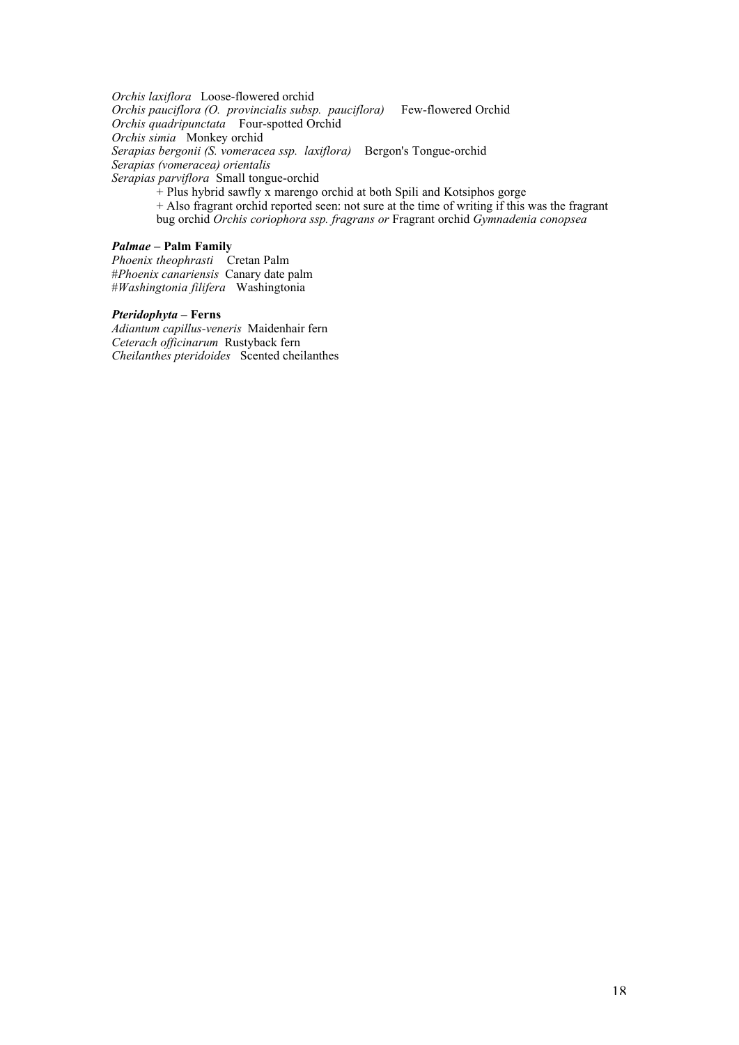*Orchis laxiflora* Loose-flowered orchid
*Orchis pauciflora (O. provincialis subsp. pauciflora)* Few-flowered Orchid
*Orchis quadripunctata* Four-spotted Orchid
*Orchis simia* Monkey orchid
*Serapias bergonii (S. vomeracea ssp. laxiflora)* Bergon's Tongue-orchid
*Serapias (vomeracea) orientalis*
*Serapias parviflora* Small tongue-orchid

+ Plus hybrid sawfly x marengo orchid at both Spili and Kotsiphos gorge
+ Also fragrant orchid reported seen: not sure at the time of writing if this was the fragrant bug orchid *Orchis coriophora ssp. fragrans or* Fragrant orchid *Gymnadenia conopsea*

***Palmae* – Palm Family**

*Phoenix theophrasti* Cretan Palm
#*Phoenix canariensis* Canary date palm
#*Washingtonia filifera* Washingtonia

***Pteridophyta* – Ferns**

*Adiantum capillus-veneris* Maidenhair fern
*Ceterach officinarum* Rustyback fern
*Cheilanthes pteridoides* Scented cheilanthes